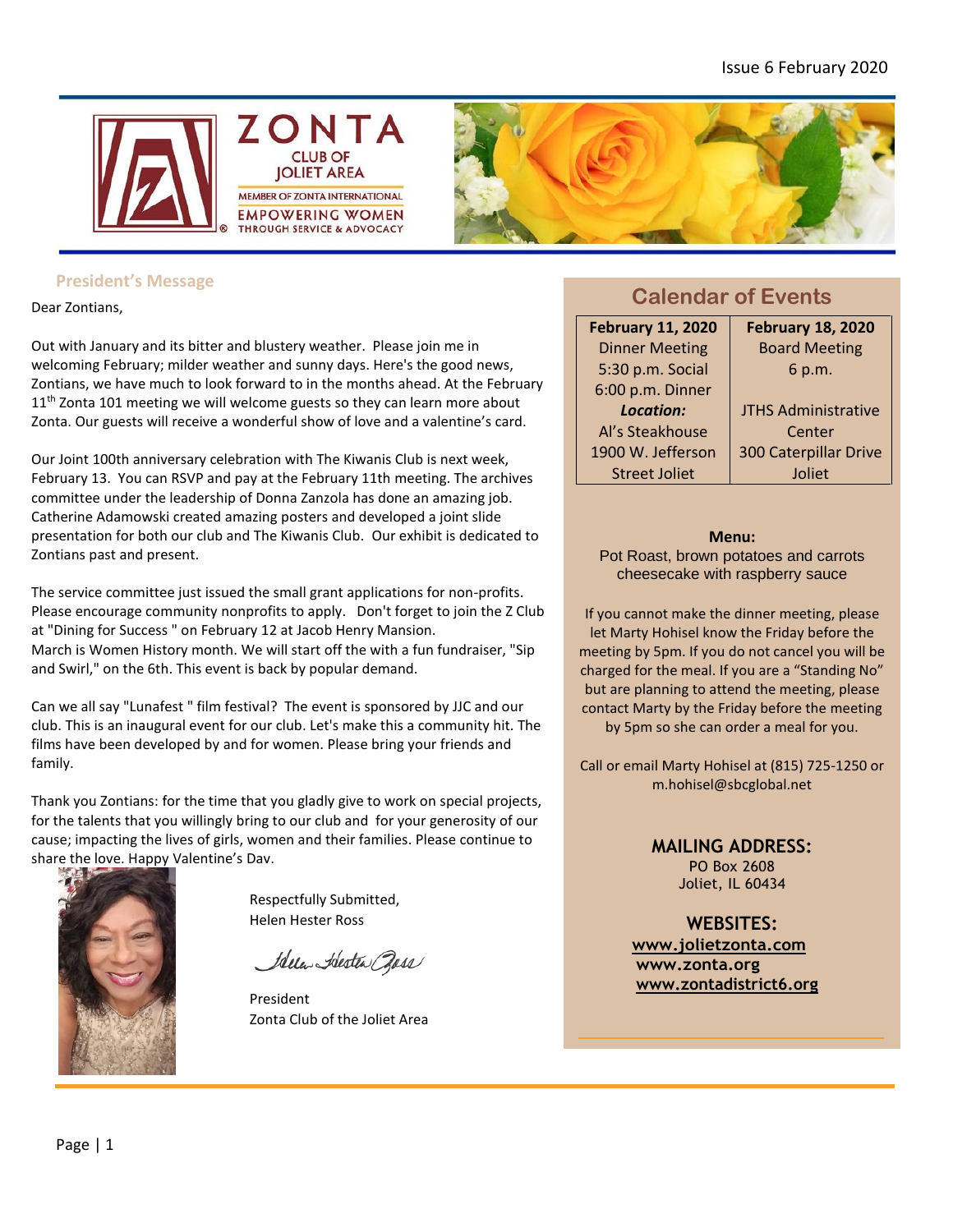Issue 6 February 2020

ZONTA
CLUB OF
JOLIET AREA
MEMBER OF ZONTA INTERNATIONAL
EMPOWERING WOMEN
THROUGH SERVICE & ADVOCACY

## President's Message

Dear Zontians,

Out with January and its bitter and blustery weather. Please join me in welcoming February; milder weather and sunny days. Here's the good news, Zontians, we have much to look forward to in the months ahead. At the February 11th Zonta 101 meeting we will welcome guests so they can learn more about Zonta. Our guests will receive a wonderful show of love and a valentine's card.

Our Joint 100th anniversary celebration with The Kiwanis Club is next week, February 13. You can RSVP and pay at the February 11th meeting. The archives committee under the leadership of Donna Zanzola has done an amazing job. Catherine Adamowski created amazing posters and developed a joint slide presentation for both our club and The Kiwanis Club. Our exhibit is dedicated to Zontians past and present.

The service committee just issued the small grant applications for non-profits. Please encourage community nonprofits to apply. Don't forget to join the Z Club at "Dining for Success " on February 12 at Jacob Henry Mansion.
March is Women History month. We will start off the with a fun fundraiser, "Sip and Swirl," on the 6th. This event is back by popular demand.

Can we all say "Lunafest " film festival? The event is sponsored by JJC and our club. This is an inaugural event for our club. Let's make this a community hit. The films have been developed by and for women. Please bring your friends and family.

Thank you Zontians: for the time that you gladly give to work on special projects, for the talents that you willingly bring to our club and for your generosity of our cause; impacting the lives of girls, women and their families. Please continue to share the love. Happy Valentine's Dav.

Respectfully Submitted,
Helen Hester Ross

President
Zonta Club of the Joliet Area

## Calendar of Events

| February 11, 2020 | February 18, 2020 |
|---|---|
| Dinner Meeting<br>5:30 p.m. Social<br>6:00 p.m. Dinner<br>***Location:***<br>Al's Steakhouse<br>1900 W. Jefferson Street Joliet | Board Meeting<br>6 p.m.<br><br>JTHS Administrative Center<br>300 Caterpillar Drive<br>Joliet |

**Menu:**
Pot Roast, brown potatoes and carrots
cheesecake with raspberry sauce

If you cannot make the dinner meeting, please let Marty Hohisel know the Friday before the meeting by 5pm. If you do not cancel you will be charged for the meal. If you are a "Standing No" but are planning to attend the meeting, please contact Marty by the Friday before the meeting by 5pm so she can order a meal for you.

Call or email Marty Hohisel at (815) 725-1250 or m.hohisel@sbcglobal.net

**MAILING ADDRESS:**
PO Box 2608
Joliet, IL 60434

**WEBSITES:**
www.jolietzonta.com
www.zonta.org
www.zontadistrict6.org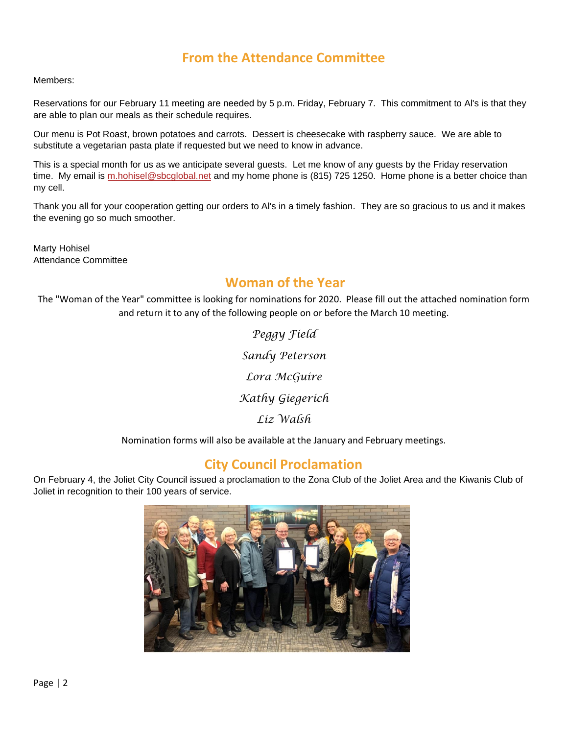## From the Attendance Committee

Members:

Reservations for our February 11 meeting are needed by 5 p.m. Friday, February 7. This commitment to Al's is that they are able to plan our meals as their schedule requires.

Our menu is Pot Roast, brown potatoes and carrots. Dessert is cheesecake with raspberry sauce. We are able to substitute a vegetarian pasta plate if requested but we need to know in advance.

This is a special month for us as we anticipate several guests. Let me know of any guests by the Friday reservation time. My email is m.hohisel@sbcglobal.net and my home phone is (815) 725 1250. Home phone is a better choice than my cell.

Thank you all for your cooperation getting our orders to Al's in a timely fashion. They are so gracious to us and it makes the evening go so much smoother.

Marty Hohisel
Attendance Committee

## Woman of the Year

The "Woman of the Year" committee is looking for nominations for 2020. Please fill out the attached nomination form and return it to any of the following people on or before the March 10 meeting.

*Peggy Field*

*Sandy Peterson*

*Lora McGuire*

*Kathy Giegerich*

*Liz Walsh*

Nomination forms will also be available at the January and February meetings.

## City Council Proclamation

On February 4, the Joliet City Council issued a proclamation to the Zona Club of the Joliet Area and the Kiwanis Club of Joliet in recognition to their 100 years of service.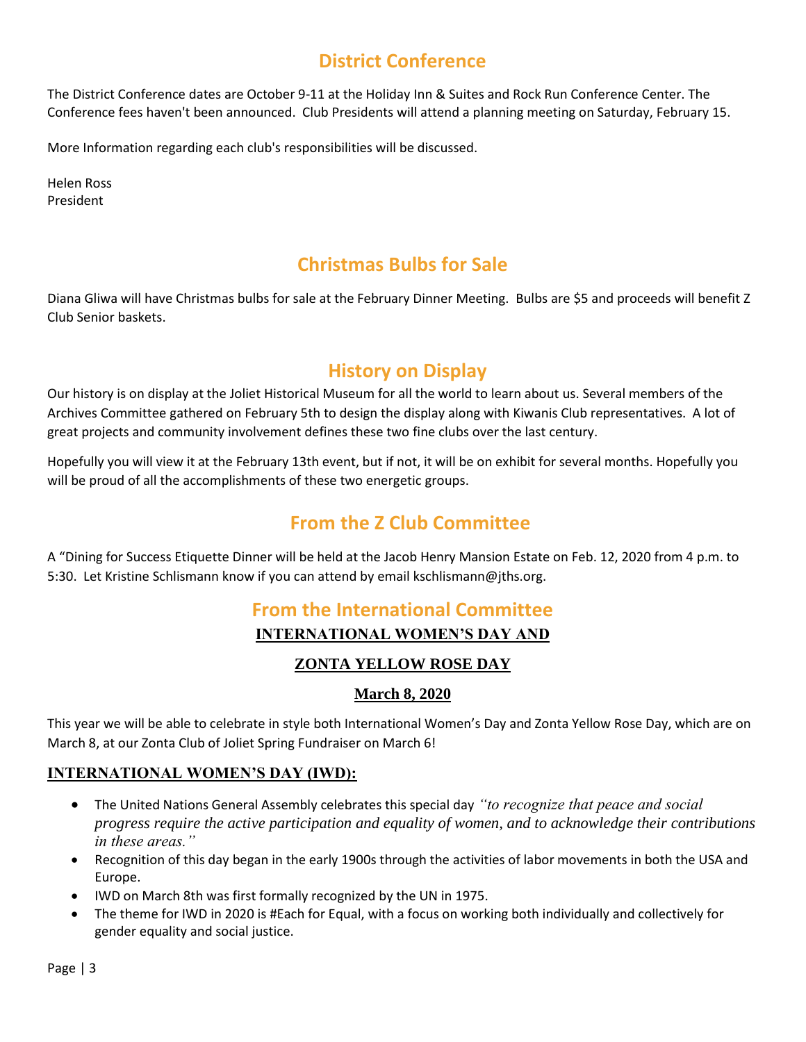## District Conference

The District Conference dates are October 9-11 at the Holiday Inn & Suites and Rock Run Conference Center. The Conference fees haven't been announced. Club Presidents will attend a planning meeting on Saturday, February 15.

More Information regarding each club's responsibilities will be discussed.

Helen Ross
President

## Christmas Bulbs for Sale

Diana Gliwa will have Christmas bulbs for sale at the February Dinner Meeting. Bulbs are $5 and proceeds will benefit Z Club Senior baskets.

## History on Display

Our history is on display at the Joliet Historical Museum for all the world to learn about us. Several members of the Archives Committee gathered on February 5th to design the display along with Kiwanis Club representatives. A lot of great projects and community involvement defines these two fine clubs over the last century.

Hopefully you will view it at the February 13th event, but if not, it will be on exhibit for several months. Hopefully you will be proud of all the accomplishments of these two energetic groups.

## From the Z Club Committee

A "Dining for Success Etiquette Dinner will be held at the Jacob Henry Mansion Estate on Feb. 12, 2020 from 4 p.m. to 5:30. Let Kristine Schlismann know if you can attend by email kschlismann@jths.org.

## From the International Committee

**INTERNATIONAL WOMEN'S DAY AND**

**ZONTA YELLOW ROSE DAY**

**March 8, 2020**

This year we will be able to celebrate in style both International Women's Day and Zonta Yellow Rose Day, which are on March 8, at our Zonta Club of Joliet Spring Fundraiser on March 6!

### INTERNATIONAL WOMEN'S DAY (IWD):

- The United Nations General Assembly celebrates this special day *"to recognize that peace and social progress require the active participation and equality of women, and to acknowledge their contributions in these areas."*
- Recognition of this day began in the early 1900s through the activities of labor movements in both the USA and Europe.
- IWD on March 8th was first formally recognized by the UN in 1975.
- The theme for IWD in 2020 is #Each for Equal, with a focus on working both individually and collectively for gender equality and social justice.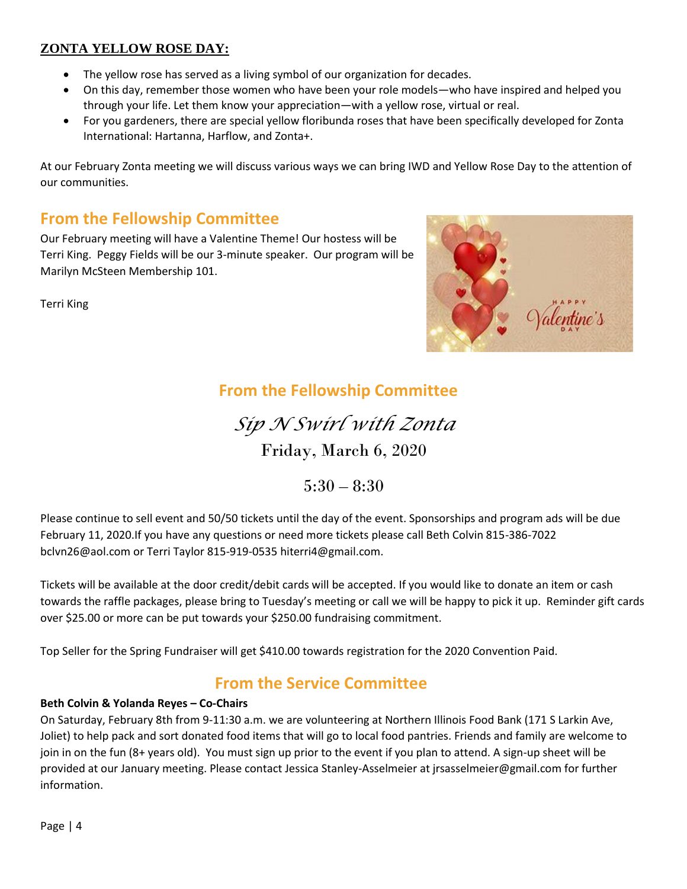## ZONTA YELLOW ROSE DAY:

- The yellow rose has served as a living symbol of our organization for decades.
- On this day, remember those women who have been your role models—who have inspired and helped you through your life. Let them know your appreciation—with a yellow rose, virtual or real.
- For you gardeners, there are special yellow floribunda roses that have been specifically developed for Zonta International: Hartanna, Harflow, and Zonta+.

At our February Zonta meeting we will discuss various ways we can bring IWD and Yellow Rose Day to the attention of our communities.

## From the Fellowship Committee

Our February meeting will have a Valentine Theme! Our hostess will be Terri King. Peggy Fields will be our 3-minute speaker. Our program will be Marilyn McSteen Membership 101.

Terri King

## From the Fellowship Committee

### *Sip N Swirl with Zonta*

Friday, March 6, 2020

5:30 – 8:30

Please continue to sell event and 50/50 tickets until the day of the event. Sponsorships and program ads will be due February 11, 2020.If you have any questions or need more tickets please call Beth Colvin 815-386-7022 bclvn26@aol.com or Terri Taylor 815-919-0535 hiterri4@gmail.com.

Tickets will be available at the door credit/debit cards will be accepted. If you would like to donate an item or cash towards the raffle packages, please bring to Tuesday's meeting or call we will be happy to pick it up. Reminder gift cards over $25.00 or more can be put towards your $250.00 fundraising commitment.

Top Seller for the Spring Fundraiser will get $410.00 towards registration for the 2020 Convention Paid.

## From the Service Committee

**Beth Colvin & Yolanda Reyes – Co-Chairs**

On Saturday, February 8th from 9-11:30 a.m. we are volunteering at Northern Illinois Food Bank (171 S Larkin Ave, Joliet) to help pack and sort donated food items that will go to local food pantries. Friends and family are welcome to join in on the fun (8+ years old). You must sign up prior to the event if you plan to attend. A sign-up sheet will be provided at our January meeting. Please contact Jessica Stanley-Asselmeier at jrsasselmeier@gmail.com for further information.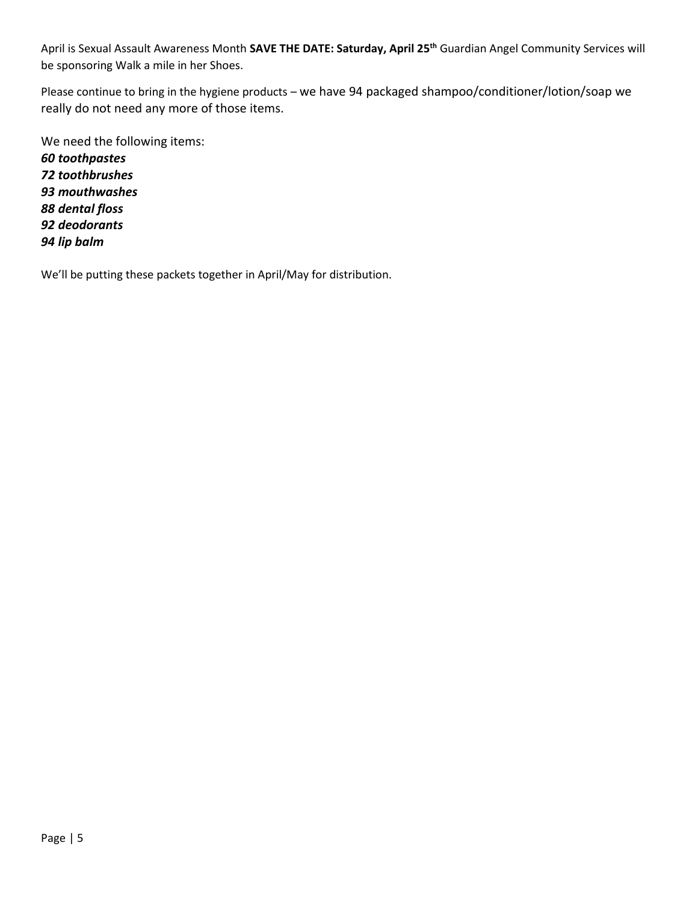April is Sexual Assault Awareness Month **SAVE THE DATE: Saturday, April 25th** Guardian Angel Community Services will be sponsoring Walk a mile in her Shoes.

Please continue to bring in the hygiene products – we have 94 packaged shampoo/conditioner/lotion/soap we really do not need any more of those items.

We need the following items:
***60 toothpastes***
***72 toothbrushes***
***93 mouthwashes***
***88 dental floss***
***92 deodorants***
***94 lip balm***

We'll be putting these packets together in April/May for distribution.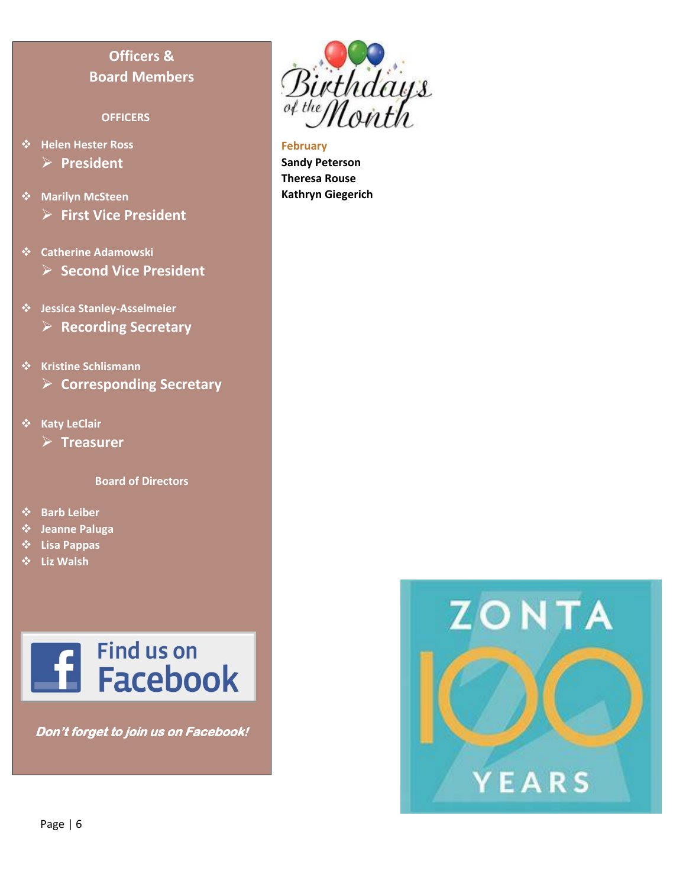## Officers & Board Members

### OFFICERS

- Helen Hester Ross
  - President
- Marilyn McSteen
  - First Vice President
- Catherine Adamowski
  - Second Vice President
- Jessica Stanley-Asselmeier
  - Recording Secretary
- Kristine Schlismann
  - Corresponding Secretary
- Katy LeClair
  - Treasurer

### Board of Directors

- Barb Leiber
- Jeanne Paluga
- Lisa Pappas
- Liz Walsh

Find us on Facebook

***Don't forget to join us on Facebook!***

## Birthdays of the Month

**February**

**Sandy Peterson**
**Theresa Rouse**
**Kathryn Giegerich**

ZONTA 100 YEARS